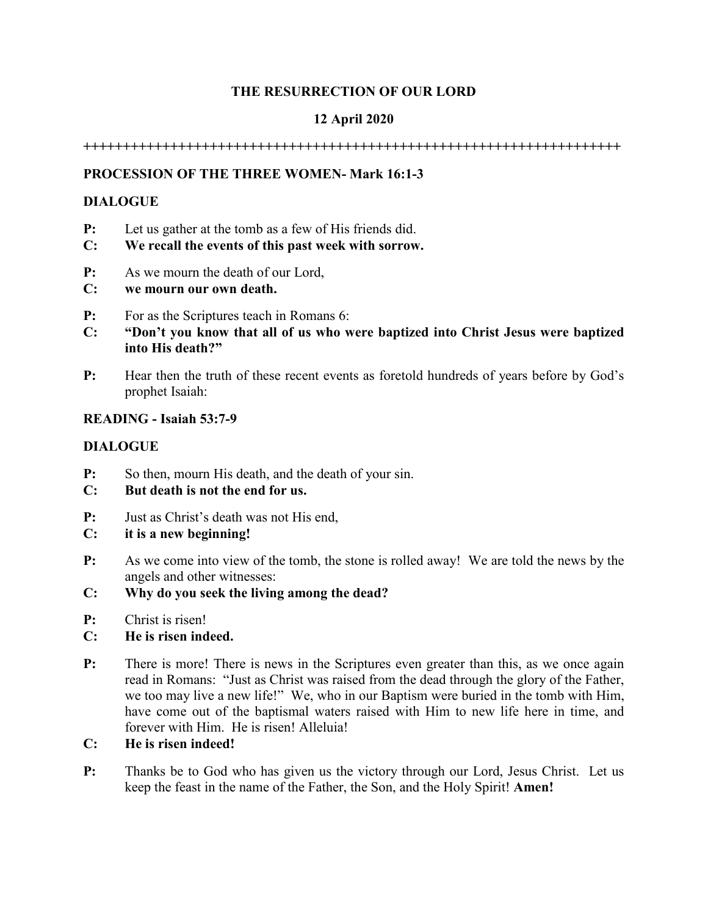# THE RESURRECTION OF OUR LORD

## 12 April 2020

++++++++++++++++++++++++++++++++++++++++++++++++++++++++++++++++++++++

### PROCESSION OF THE THREE WOMEN- Mark 16:1-3

### DIALOGUE

**P:** Let us gather at the tomb as a few of His friends did.
**C: We recall the events of this past week with sorrow.**

**P:** As we mourn the death of our Lord,
**C: we mourn our own death.**

**P:** For as the Scriptures teach in Romans 6:
**C: "Don't you know that all of us who were baptized into Christ Jesus were baptized into His death?"**

**P:** Hear then the truth of these recent events as foretold hundreds of years before by God's prophet Isaiah:

### READING - Isaiah 53:7-9

### DIALOGUE

**P:** So then, mourn His death, and the death of your sin.
**C: But death is not the end for us.**

**P:** Just as Christ's death was not His end,
**C: it is a new beginning!**

**P:** As we come into view of the tomb, the stone is rolled away! We are told the news by the angels and other witnesses:
**C: Why do you seek the living among the dead?**

**P:** Christ is risen!
**C: He is risen indeed.**

**P:** There is more! There is news in the Scriptures even greater than this, as we once again read in Romans: "Just as Christ was raised from the dead through the glory of the Father, we too may live a new life!" We, who in our Baptism were buried in the tomb with Him, have come out of the baptismal waters raised with Him to new life here in time, and forever with Him. He is risen! Alleluia!
**C: He is risen indeed!**

**P:** Thanks be to God who has given us the victory through our Lord, Jesus Christ. Let us keep the feast in the name of the Father, the Son, and the Holy Spirit! **Amen!**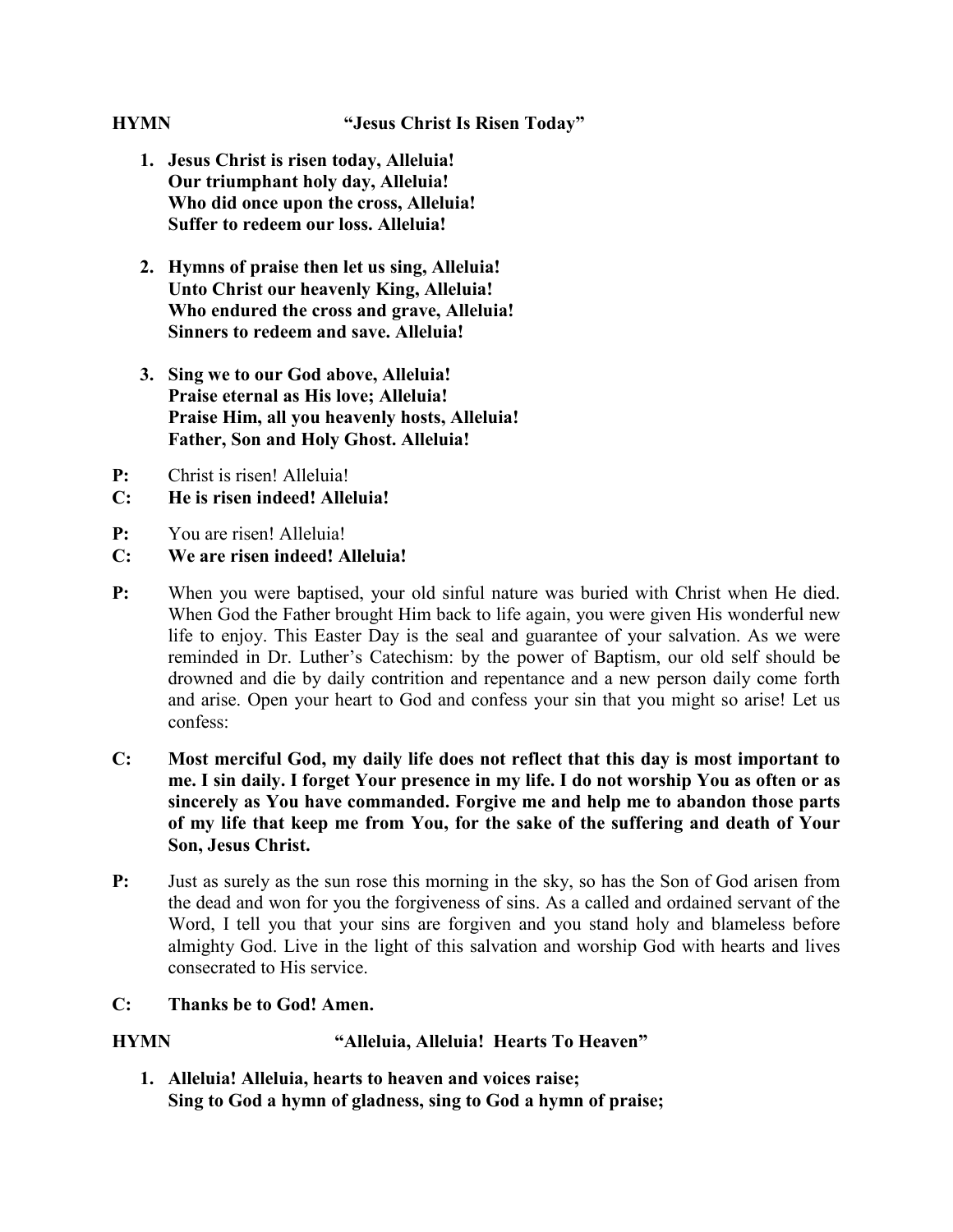**HYMN "Jesus Christ Is Risen Today"**

1. **Jesus Christ is risen today, Alleluia!
   Our triumphant holy day, Alleluia!
   Who did once upon the cross, Alleluia!
   Suffer to redeem our loss. Alleluia!**

2. **Hymns of praise then let us sing, Alleluia!
   Unto Christ our heavenly King, Alleluia!
   Who endured the cross and grave, Alleluia!
   Sinners to redeem and save. Alleluia!**

3. **Sing we to our God above, Alleluia!
   Praise eternal as His love; Alleluia!
   Praise Him, all you heavenly hosts, Alleluia!
   Father, Son and Holy Ghost. Alleluia!**

**P:** Christ is risen! Alleluia!
**C: He is risen indeed! Alleluia!**

**P:** You are risen! Alleluia!
**C: We are risen indeed! Alleluia!**

**P:** When you were baptised, your old sinful nature was buried with Christ when He died. When God the Father brought Him back to life again, you were given His wonderful new life to enjoy. This Easter Day is the seal and guarantee of your salvation. As we were reminded in Dr. Luther's Catechism: by the power of Baptism, our old self should be drowned and die by daily contrition and repentance and a new person daily come forth and arise. Open your heart to God and confess your sin that you might so arise! Let us confess:

**C: Most merciful God, my daily life does not reflect that this day is most important to me. I sin daily. I forget Your presence in my life. I do not worship You as often or as sincerely as You have commanded. Forgive me and help me to abandon those parts of my life that keep me from You, for the sake of the suffering and death of Your Son, Jesus Christ.**

**P:** Just as surely as the sun rose this morning in the sky, so has the Son of God arisen from the dead and won for you the forgiveness of sins. As a called and ordained servant of the Word, I tell you that your sins are forgiven and you stand holy and blameless before almighty God. Live in the light of this salvation and worship God with hearts and lives consecrated to His service.

**C: Thanks be to God! Amen.**

**HYMN "Alleluia, Alleluia! Hearts To Heaven"**

1. **Alleluia! Alleluia, hearts to heaven and voices raise;
   Sing to God a hymn of gladness, sing to God a hymn of praise;**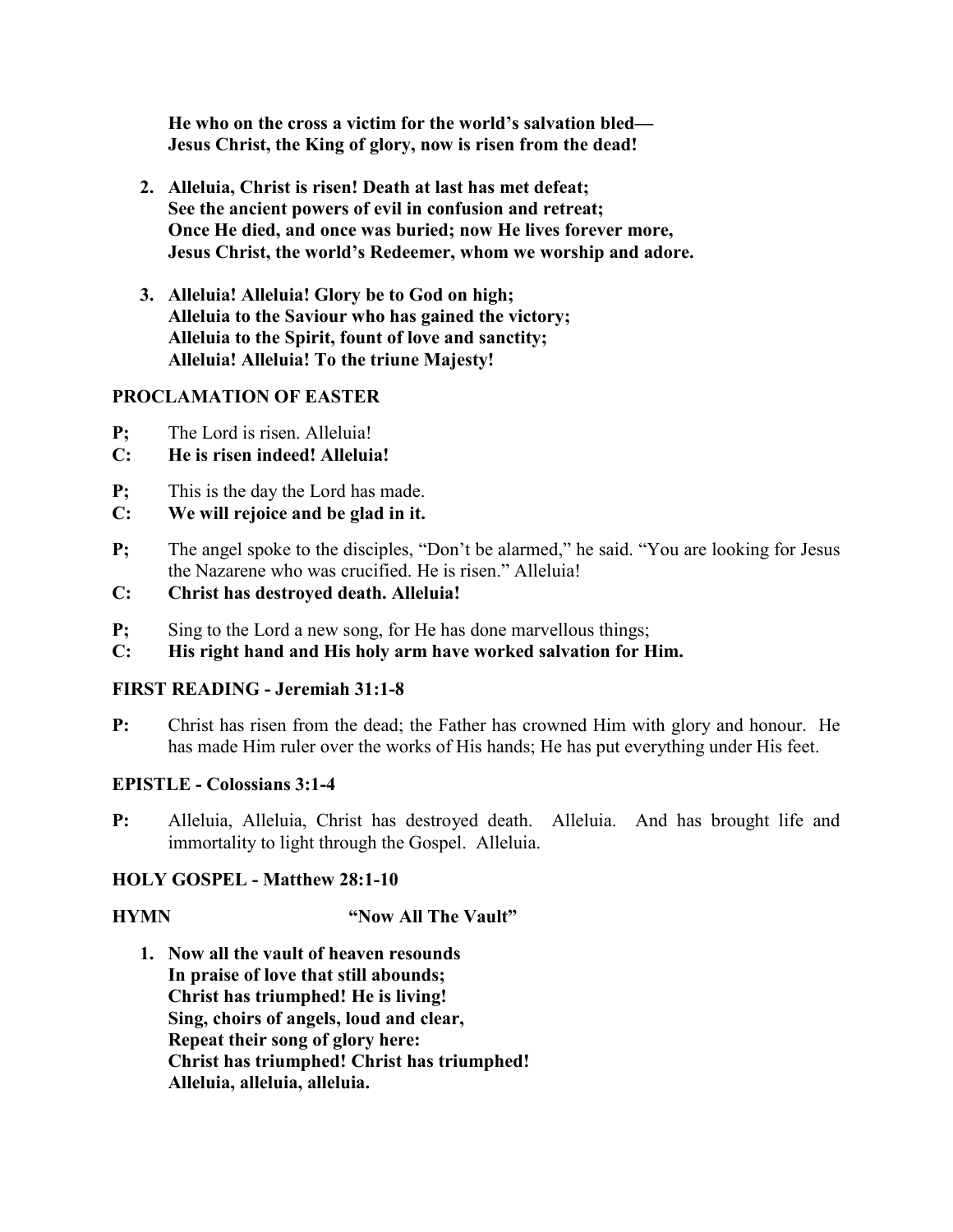**He who on the cross a victim for the world's salvation bled—**
**Jesus Christ, the King of glory, now is risen from the dead!**

2. **Alleluia, Christ is risen! Death at last has met defeat;**
   **See the ancient powers of evil in confusion and retreat;**
   **Once He died, and once was buried; now He lives forever more,**
   **Jesus Christ, the world's Redeemer, whom we worship and adore.**

3. **Alleluia! Alleluia! Glory be to God on high;**
   **Alleluia to the Saviour who has gained the victory;**
   **Alleluia to the Spirit, fount of love and sanctity;**
   **Alleluia! Alleluia! To the triune Majesty!**

**PROCLAMATION OF EASTER**

**P;** The Lord is risen. Alleluia!
**C: He is risen indeed! Alleluia!**

**P;** This is the day the Lord has made.
**C: We will rejoice and be glad in it.**

**P;** The angel spoke to the disciples, "Don't be alarmed," he said. "You are looking for Jesus the Nazarene who was crucified. He is risen." Alleluia!
**C: Christ has destroyed death. Alleluia!**

**P;** Sing to the Lord a new song, for He has done marvellous things;
**C: His right hand and His holy arm have worked salvation for Him.**

**FIRST READING - Jeremiah 31:1-8**

**P:** Christ has risen from the dead; the Father has crowned Him with glory and honour. He has made Him ruler over the works of His hands; He has put everything under His feet.

**EPISTLE - Colossians 3:1-4**

**P:** Alleluia, Alleluia, Christ has destroyed death. Alleluia. And has brought life and immortality to light through the Gospel. Alleluia.

**HOLY GOSPEL - Matthew 28:1-10**

**HYMN "Now All The Vault"**

1. **Now all the vault of heaven resounds**
   **In praise of love that still abounds;**
   **Christ has triumphed! He is living!**
   **Sing, choirs of angels, loud and clear,**
   **Repeat their song of glory here:**
   **Christ has triumphed! Christ has triumphed!**
   **Alleluia, alleluia, alleluia.**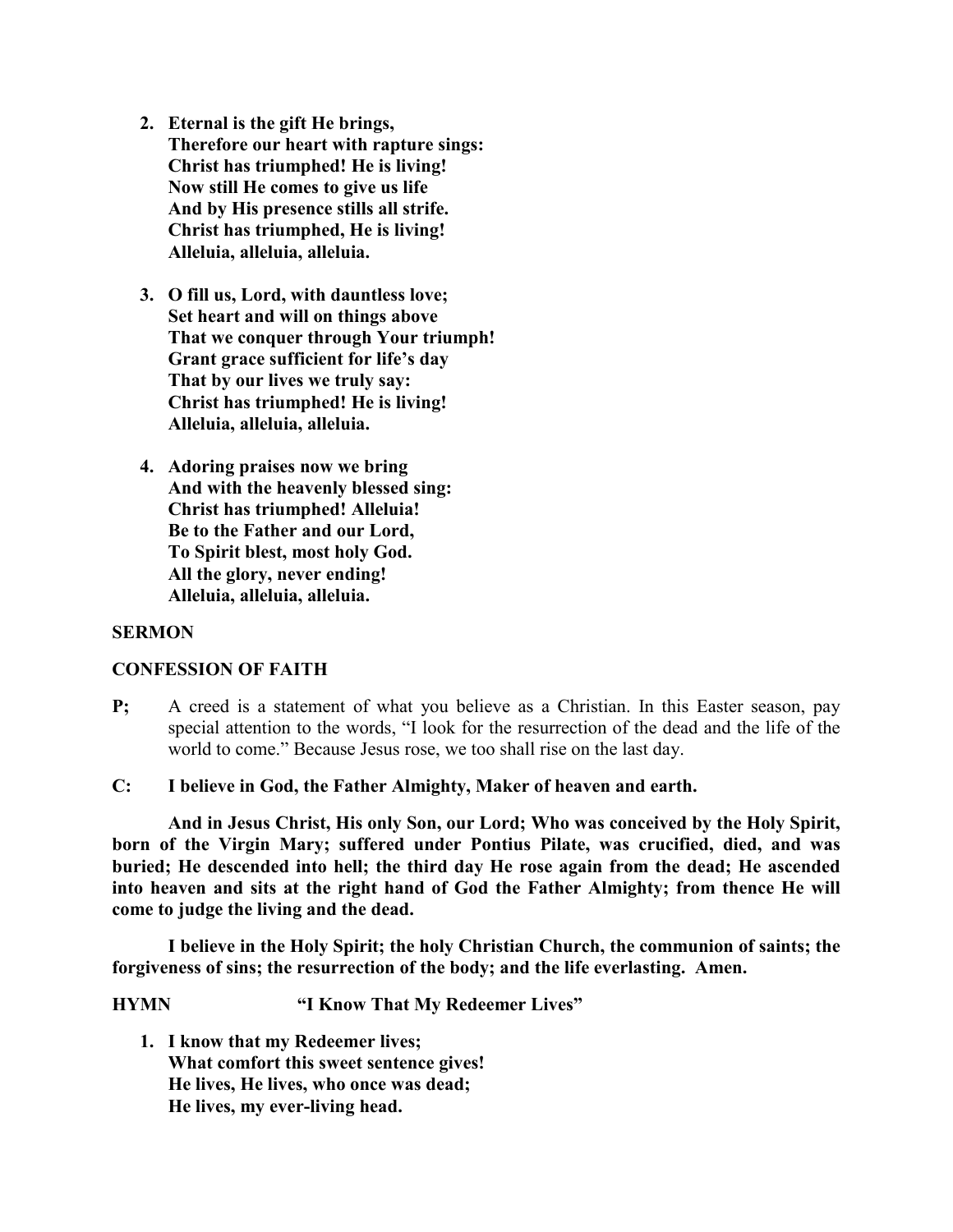2. **Eternal is the gift He brings,**
   **Therefore our heart with rapture sings:**
   **Christ has triumphed! He is living!**
   **Now still He comes to give us life**
   **And by His presence stills all strife.**
   **Christ has triumphed, He is living!**
   **Alleluia, alleluia, alleluia.**

3. **O fill us, Lord, with dauntless love;**
   **Set heart and will on things above**
   **That we conquer through Your triumph!**
   **Grant grace sufficient for life's day**
   **That by our lives we truly say:**
   **Christ has triumphed! He is living!**
   **Alleluia, alleluia, alleluia.**

4. **Adoring praises now we bring**
   **And with the heavenly blessed sing:**
   **Christ has triumphed! Alleluia!**
   **Be to the Father and our Lord,**
   **To Spirit blest, most holy God.**
   **All the glory, never ending!**
   **Alleluia, alleluia, alleluia.**

**SERMON**

**CONFESSION OF FAITH**

**P;** A creed is a statement of what you believe as a Christian. In this Easter season, pay special attention to the words, "I look for the resurrection of the dead and the life of the world to come." Because Jesus rose, we too shall rise on the last day.

**C: I believe in God, the Father Almighty, Maker of heaven and earth.**

**And in Jesus Christ, His only Son, our Lord; Who was conceived by the Holy Spirit, born of the Virgin Mary; suffered under Pontius Pilate, was crucified, died, and was buried; He descended into hell; the third day He rose again from the dead; He ascended into heaven and sits at the right hand of God the Father Almighty; from thence He will come to judge the living and the dead.**

**I believe in the Holy Spirit; the holy Christian Church, the communion of saints; the forgiveness of sins; the resurrection of the body; and the life everlasting. Amen.**

**HYMN "I Know That My Redeemer Lives"**

1. **I know that my Redeemer lives;**
   **What comfort this sweet sentence gives!**
   **He lives, He lives, who once was dead;**
   **He lives, my ever-living head.**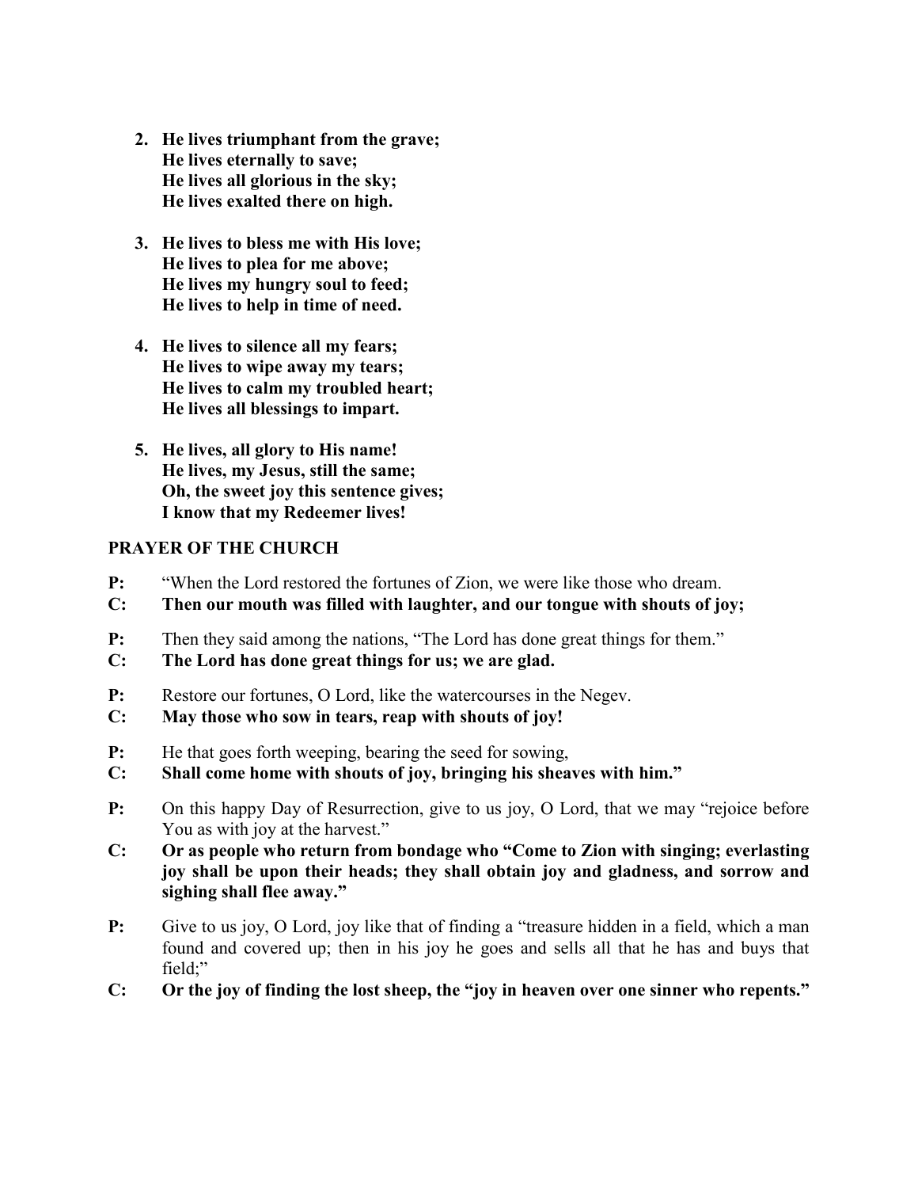2. **He lives triumphant from the grave;**
   **He lives eternally to save;**
   **He lives all glorious in the sky;**
   **He lives exalted there on high.**

3. **He lives to bless me with His love;**
   **He lives to plea for me above;**
   **He lives my hungry soul to feed;**
   **He lives to help in time of need.**

4. **He lives to silence all my fears;**
   **He lives to wipe away my tears;**
   **He lives to calm my troubled heart;**
   **He lives all blessings to impart.**

5. **He lives, all glory to His name!**
   **He lives, my Jesus, still the same;**
   **Oh, the sweet joy this sentence gives;**
   **I know that my Redeemer lives!**

**PRAYER OF THE CHURCH**

**P:** "When the Lord restored the fortunes of Zion, we were like those who dream.
**C:** **Then our mouth was filled with laughter, and our tongue with shouts of joy;**

**P:** Then they said among the nations, "The Lord has done great things for them."
**C:** **The Lord has done great things for us; we are glad.**

**P:** Restore our fortunes, O Lord, like the watercourses in the Negev.
**C:** **May those who sow in tears, reap with shouts of joy!**

**P:** He that goes forth weeping, bearing the seed for sowing,
**C:** **Shall come home with shouts of joy, bringing his sheaves with him."**

**P:** On this happy Day of Resurrection, give to us joy, O Lord, that we may "rejoice before You as with joy at the harvest."
**C:** **Or as people who return from bondage who "Come to Zion with singing; everlasting joy shall be upon their heads; they shall obtain joy and gladness, and sorrow and sighing shall flee away."**

**P:** Give to us joy, O Lord, joy like that of finding a "treasure hidden in a field, which a man found and covered up; then in his joy he goes and sells all that he has and buys that field;"
**C:** **Or the joy of finding the lost sheep, the "joy in heaven over one sinner who repents."**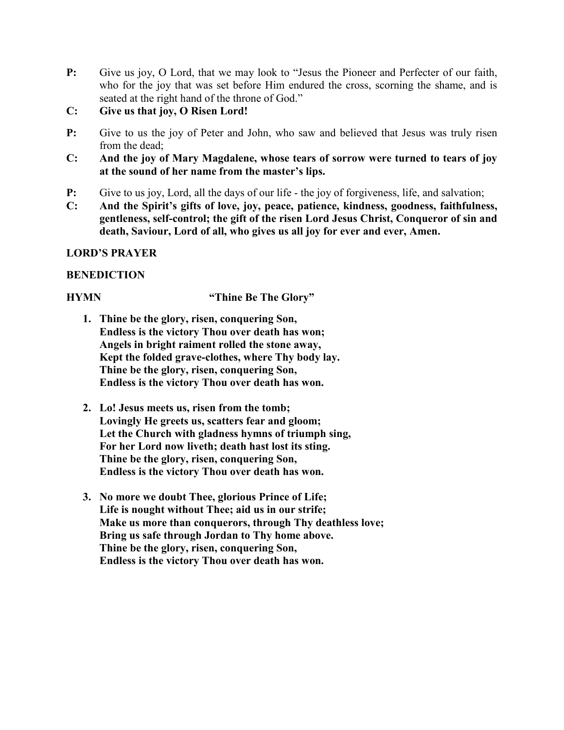**P:** Give us joy, O Lord, that we may look to "Jesus the Pioneer and Perfecter of our faith, who for the joy that was set before Him endured the cross, scorning the shame, and is seated at the right hand of the throne of God."

**C: Give us that joy, O Risen Lord!**

**P:** Give to us the joy of Peter and John, who saw and believed that Jesus was truly risen from the dead;

**C: And the joy of Mary Magdalene, whose tears of sorrow were turned to tears of joy at the sound of her name from the master's lips.**

**P:** Give to us joy, Lord, all the days of our life - the joy of forgiveness, life, and salvation;

**C: And the Spirit's gifts of love, joy, peace, patience, kindness, goodness, faithfulness, gentleness, self-control; the gift of the risen Lord Jesus Christ, Conqueror of sin and death, Saviour, Lord of all, who gives us all joy for ever and ever, Amen.**

**LORD'S PRAYER**

**BENEDICTION**

**HYMN "Thine Be The Glory"**

1. **Thine be the glory, risen, conquering Son,**
   **Endless is the victory Thou over death has won;**
   **Angels in bright raiment rolled the stone away,**
   **Kept the folded grave-clothes, where Thy body lay.**
   **Thine be the glory, risen, conquering Son,**
   **Endless is the victory Thou over death has won.**

2. **Lo! Jesus meets us, risen from the tomb;**
   **Lovingly He greets us, scatters fear and gloom;**
   **Let the Church with gladness hymns of triumph sing,**
   **For her Lord now liveth; death hast lost its sting.**
   **Thine be the glory, risen, conquering Son,**
   **Endless is the victory Thou over death has won.**

3. **No more we doubt Thee, glorious Prince of Life;**
   **Life is nought without Thee; aid us in our strife;**
   **Make us more than conquerors, through Thy deathless love;**
   **Bring us safe through Jordan to Thy home above.**
   **Thine be the glory, risen, conquering Son,**
   **Endless is the victory Thou over death has won.**